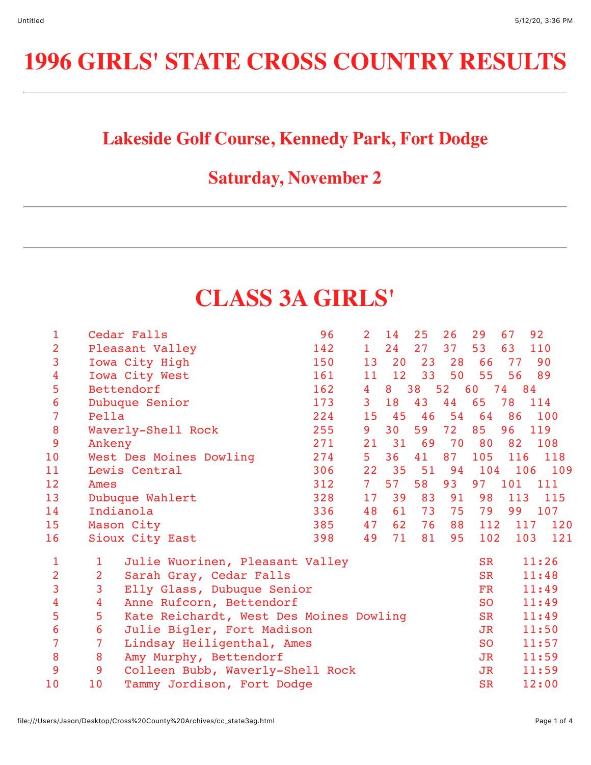# 1996 GIRLS' STATE CROSS COUNTRY RESULTS

---

## Lakeside Golf Course, Kennedy Park, Fort Dodge

## Saturday, November 2

---

# CLASS 3A GIRLS'

| Place | Team | Score | | | | | | | |
|---|---|---|---|---|---|---|---|---|---|
| 1 | Cedar Falls | 96 | 2 | 14 | 25 | 26 | 29 | 67 | 92 |
| 2 | Pleasant Valley | 142 | 1 | 24 | 27 | 37 | 53 | 63 | 110 |
| 3 | Iowa City High | 150 | 13 | 20 | 23 | 28 | 66 | 77 | 90 |
| 4 | Iowa City West | 161 | 11 | 12 | 33 | 50 | 55 | 56 | 89 |
| 5 | Bettendorf | 162 | 4 | 8 | 38 | 52 | 60 | 74 | 84 |
| 6 | Dubuque Senior | 173 | 3 | 18 | 43 | 44 | 65 | 78 | 114 |
| 7 | Pella | 224 | 15 | 45 | 46 | 54 | 64 | 86 | 100 |
| 8 | Waverly-Shell Rock | 255 | 9 | 30 | 59 | 72 | 85 | 96 | 119 |
| 9 | Ankeny | 271 | 21 | 31 | 69 | 70 | 80 | 82 | 108 |
| 10 | West Des Moines Dowling | 274 | 5 | 36 | 41 | 87 | 105 | 116 | 118 |
| 11 | Lewis Central | 306 | 22 | 35 | 51 | 94 | 104 | 106 | 109 |
| 12 | Ames | 312 | 7 | 57 | 58 | 93 | 97 | 101 | 111 |
| 13 | Dubuque Wahlert | 328 | 17 | 39 | 83 | 91 | 98 | 113 | 115 |
| 14 | Indianola | 336 | 48 | 61 | 73 | 75 | 79 | 99 | 107 |
| 15 | Mason City | 385 | 47 | 62 | 76 | 88 | 112 | 117 | 120 |
| 16 | Sioux City East | 398 | 49 | 71 | 81 | 95 | 102 | 103 | 121 |

| Place | | Name, School | Year | Time |
|---|---|---|---|---|
| 1 | 1 | Julie Wuorinen, Pleasant Valley | SR | 11:26 |
| 2 | 2 | Sarah Gray, Cedar Falls | SR | 11:48 |
| 3 | 3 | Elly Glass, Dubuque Senior | FR | 11:49 |
| 4 | 4 | Anne Rufcorn, Bettendorf | SO | 11:49 |
| 5 | 5 | Kate Reichardt, West Des Moines Dowling | SR | 11:49 |
| 6 | 6 | Julie Bigler, Fort Madison | JR | 11:50 |
| 7 | 7 | Lindsay Heiligenthal, Ames | SO | 11:57 |
| 8 | 8 | Amy Murphy, Bettendorf | JR | 11:59 |
| 9 | 9 | Colleen Bubb, Waverly-Shell Rock | JR | 11:59 |
| 10 | 10 | Tammy Jordison, Fort Dodge | SR | 12:00 |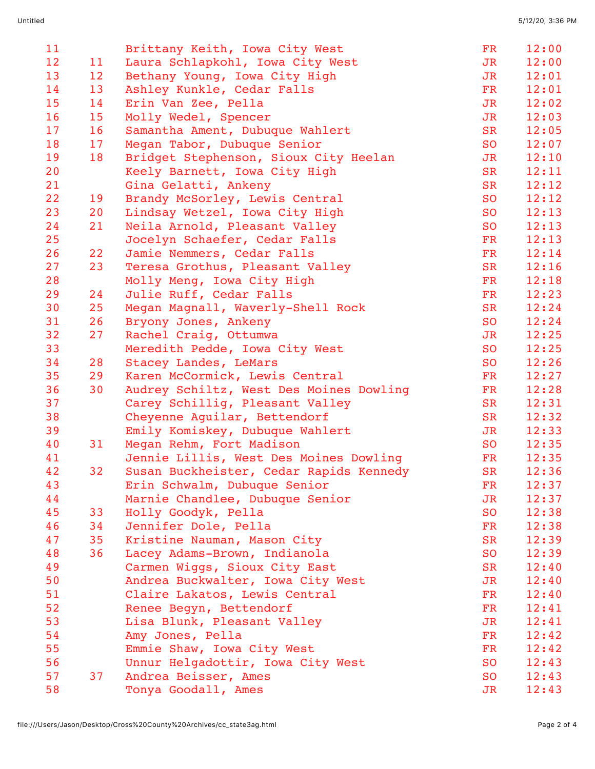| | | | | |
|---|---|---|---|---|
| 11 | | Brittany Keith, Iowa City West | FR | 12:00 |
| 12 | 11 | Laura Schlapkohl, Iowa City West | JR | 12:00 |
| 13 | 12 | Bethany Young, Iowa City High | JR | 12:01 |
| 14 | 13 | Ashley Kunkle, Cedar Falls | FR | 12:01 |
| 15 | 14 | Erin Van Zee, Pella | JR | 12:02 |
| 16 | 15 | Molly Wedel, Spencer | JR | 12:03 |
| 17 | 16 | Samantha Ament, Dubuque Wahlert | SR | 12:05 |
| 18 | 17 | Megan Tabor, Dubuque Senior | SO | 12:07 |
| 19 | 18 | Bridget Stephenson, Sioux City Heelan | JR | 12:10 |
| 20 | | Keely Barnett, Iowa City High | SR | 12:11 |
| 21 | | Gina Gelatti, Ankeny | SR | 12:12 |
| 22 | 19 | Brandy McSorley, Lewis Central | SO | 12:12 |
| 23 | 20 | Lindsay Wetzel, Iowa City High | SO | 12:13 |
| 24 | 21 | Neila Arnold, Pleasant Valley | SO | 12:13 |
| 25 | | Jocelyn Schaefer, Cedar Falls | FR | 12:13 |
| 26 | 22 | Jamie Nemmers, Cedar Falls | FR | 12:14 |
| 27 | 23 | Teresa Grothus, Pleasant Valley | SR | 12:16 |
| 28 | | Molly Meng, Iowa City High | FR | 12:18 |
| 29 | 24 | Julie Ruff, Cedar Falls | FR | 12:23 |
| 30 | 25 | Megan Magnall, Waverly-Shell Rock | SR | 12:24 |
| 31 | 26 | Bryony Jones, Ankeny | SO | 12:24 |
| 32 | 27 | Rachel Craig, Ottumwa | JR | 12:25 |
| 33 | | Meredith Pedde, Iowa City West | SO | 12:25 |
| 34 | 28 | Stacey Landes, LeMars | SO | 12:26 |
| 35 | 29 | Karen McCormick, Lewis Central | FR | 12:27 |
| 36 | 30 | Audrey Schiltz, West Des Moines Dowling | FR | 12:28 |
| 37 | | Carey Schillig, Pleasant Valley | SR | 12:31 |
| 38 | | Cheyenne Aguilar, Bettendorf | SR | 12:32 |
| 39 | | Emily Komiskey, Dubuque Wahlert | JR | 12:33 |
| 40 | 31 | Megan Rehm, Fort Madison | SO | 12:35 |
| 41 | | Jennie Lillis, West Des Moines Dowling | FR | 12:35 |
| 42 | 32 | Susan Buckheister, Cedar Rapids Kennedy | SR | 12:36 |
| 43 | | Erin Schwalm, Dubuque Senior | FR | 12:37 |
| 44 | | Marnie Chandlee, Dubuque Senior | JR | 12:37 |
| 45 | 33 | Holly Goodyk, Pella | SO | 12:38 |
| 46 | 34 | Jennifer Dole, Pella | FR | 12:38 |
| 47 | 35 | Kristine Nauman, Mason City | SR | 12:39 |
| 48 | 36 | Lacey Adams-Brown, Indianola | SO | 12:39 |
| 49 | | Carmen Wiggs, Sioux City East | SR | 12:40 |
| 50 | | Andrea Buckwalter, Iowa City West | JR | 12:40 |
| 51 | | Claire Lakatos, Lewis Central | FR | 12:40 |
| 52 | | Renee Begyn, Bettendorf | FR | 12:41 |
| 53 | | Lisa Blunk, Pleasant Valley | JR | 12:41 |
| 54 | | Amy Jones, Pella | FR | 12:42 |
| 55 | | Emmie Shaw, Iowa City West | FR | 12:42 |
| 56 | | Unnur Helgadottir, Iowa City West | SO | 12:43 |
| 57 | 37 | Andrea Beisser, Ames | SO | 12:43 |
| 58 | | Tonya Goodall, Ames | JR | 12:43 |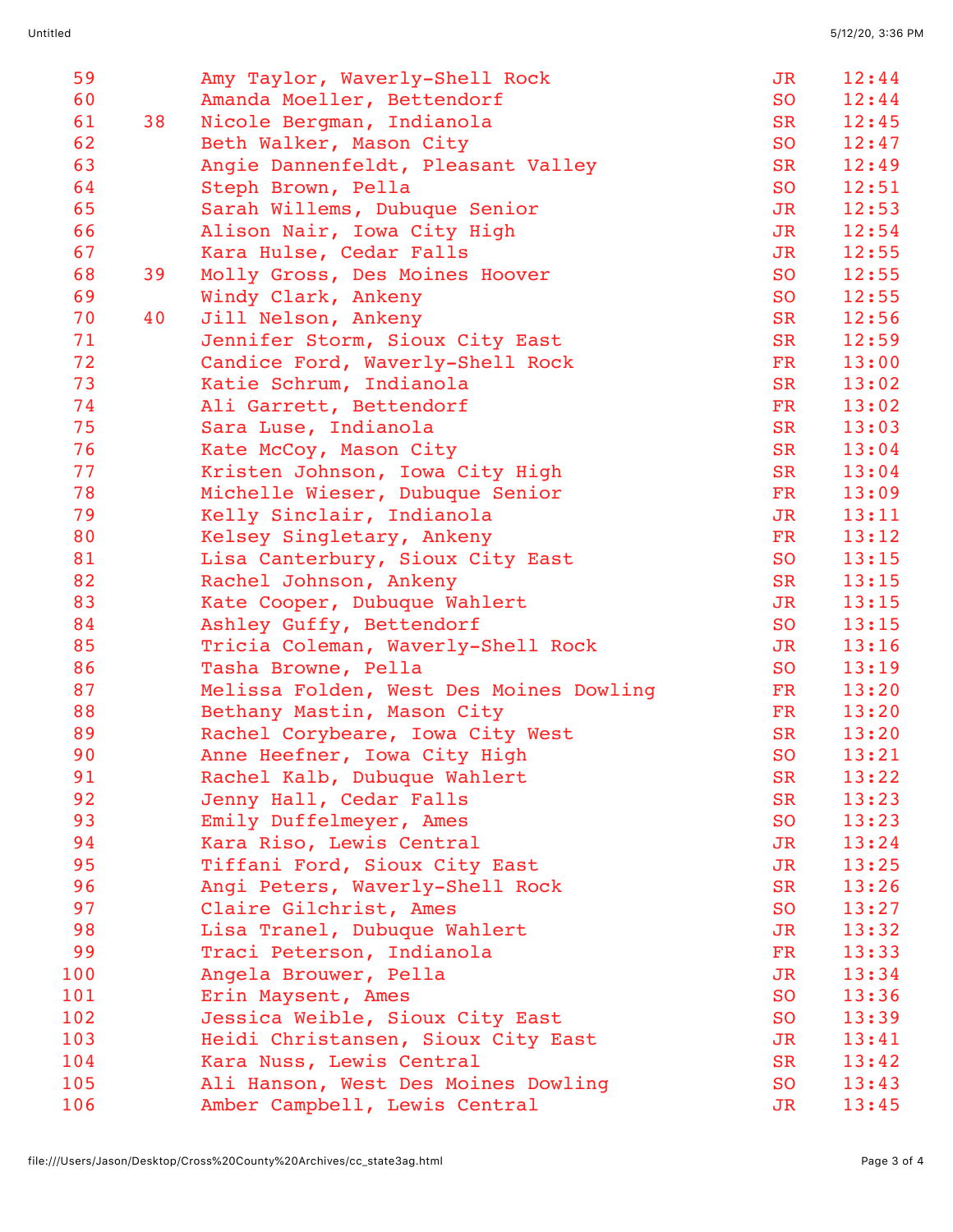| Place | Team Place | Name, School | Year | Time |
|---|---|---|---|---|
| 59 | | Amy Taylor, Waverly-Shell Rock | JR | 12:44 |
| 60 | | Amanda Moeller, Bettendorf | SO | 12:44 |
| 61 | 38 | Nicole Bergman, Indianola | SR | 12:45 |
| 62 | | Beth Walker, Mason City | SO | 12:47 |
| 63 | | Angie Dannenfeldt, Pleasant Valley | SR | 12:49 |
| 64 | | Steph Brown, Pella | SO | 12:51 |
| 65 | | Sarah Willems, Dubuque Senior | JR | 12:53 |
| 66 | | Alison Nair, Iowa City High | JR | 12:54 |
| 67 | | Kara Hulse, Cedar Falls | JR | 12:55 |
| 68 | 39 | Molly Gross, Des Moines Hoover | SO | 12:55 |
| 69 | | Windy Clark, Ankeny | SO | 12:55 |
| 70 | 40 | Jill Nelson, Ankeny | SR | 12:56 |
| 71 | | Jennifer Storm, Sioux City East | SR | 12:59 |
| 72 | | Candice Ford, Waverly-Shell Rock | FR | 13:00 |
| 73 | | Katie Schrum, Indianola | SR | 13:02 |
| 74 | | Ali Garrett, Bettendorf | FR | 13:02 |
| 75 | | Sara Luse, Indianola | SR | 13:03 |
| 76 | | Kate McCoy, Mason City | SR | 13:04 |
| 77 | | Kristen Johnson, Iowa City High | SR | 13:04 |
| 78 | | Michelle Wieser, Dubuque Senior | FR | 13:09 |
| 79 | | Kelly Sinclair, Indianola | JR | 13:11 |
| 80 | | Kelsey Singletary, Ankeny | FR | 13:12 |
| 81 | | Lisa Canterbury, Sioux City East | SO | 13:15 |
| 82 | | Rachel Johnson, Ankeny | SR | 13:15 |
| 83 | | Kate Cooper, Dubuque Wahlert | JR | 13:15 |
| 84 | | Ashley Guffy, Bettendorf | SO | 13:15 |
| 85 | | Tricia Coleman, Waverly-Shell Rock | JR | 13:16 |
| 86 | | Tasha Browne, Pella | SO | 13:19 |
| 87 | | Melissa Folden, West Des Moines Dowling | FR | 13:20 |
| 88 | | Bethany Mastin, Mason City | FR | 13:20 |
| 89 | | Rachel Corybeare, Iowa City West | SR | 13:20 |
| 90 | | Anne Heefner, Iowa City High | SO | 13:21 |
| 91 | | Rachel Kalb, Dubuque Wahlert | SR | 13:22 |
| 92 | | Jenny Hall, Cedar Falls | SR | 13:23 |
| 93 | | Emily Duffelmeyer, Ames | SO | 13:23 |
| 94 | | Kara Riso, Lewis Central | JR | 13:24 |
| 95 | | Tiffani Ford, Sioux City East | JR | 13:25 |
| 96 | | Angi Peters, Waverly-Shell Rock | SR | 13:26 |
| 97 | | Claire Gilchrist, Ames | SO | 13:27 |
| 98 | | Lisa Tranel, Dubuque Wahlert | JR | 13:32 |
| 99 | | Traci Peterson, Indianola | FR | 13:33 |
| 100 | | Angela Brouwer, Pella | JR | 13:34 |
| 101 | | Erin Maysent, Ames | SO | 13:36 |
| 102 | | Jessica Weible, Sioux City East | SO | 13:39 |
| 103 | | Heidi Christansen, Sioux City East | JR | 13:41 |
| 104 | | Kara Nuss, Lewis Central | SR | 13:42 |
| 105 | | Ali Hanson, West Des Moines Dowling | SO | 13:43 |
| 106 | | Amber Campbell, Lewis Central | JR | 13:45 |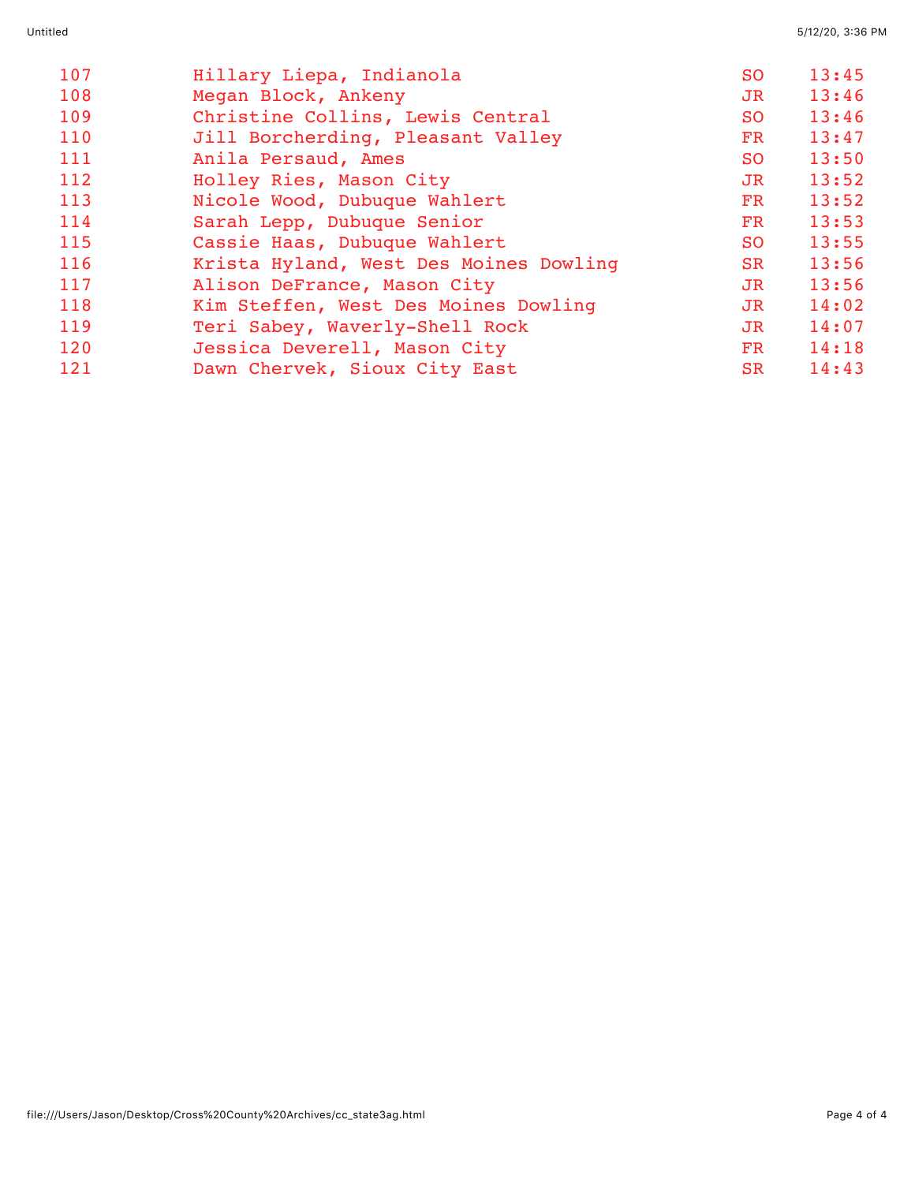| | | | |
|---|---|---|---|
| 107 | Hillary Liepa, Indianola | SO | 13:45 |
| 108 | Megan Block, Ankeny | JR | 13:46 |
| 109 | Christine Collins, Lewis Central | SO | 13:46 |
| 110 | Jill Borcherding, Pleasant Valley | FR | 13:47 |
| 111 | Anila Persaud, Ames | SO | 13:50 |
| 112 | Holley Ries, Mason City | JR | 13:52 |
| 113 | Nicole Wood, Dubuque Wahlert | FR | 13:52 |
| 114 | Sarah Lepp, Dubuque Senior | FR | 13:53 |
| 115 | Cassie Haas, Dubuque Wahlert | SO | 13:55 |
| 116 | Krista Hyland, West Des Moines Dowling | SR | 13:56 |
| 117 | Alison DeFrance, Mason City | JR | 13:56 |
| 118 | Kim Steffen, West Des Moines Dowling | JR | 14:02 |
| 119 | Teri Sabey, Waverly-Shell Rock | JR | 14:07 |
| 120 | Jessica Deverell, Mason City | FR | 14:18 |
| 121 | Dawn Chervek, Sioux City East | SR | 14:43 |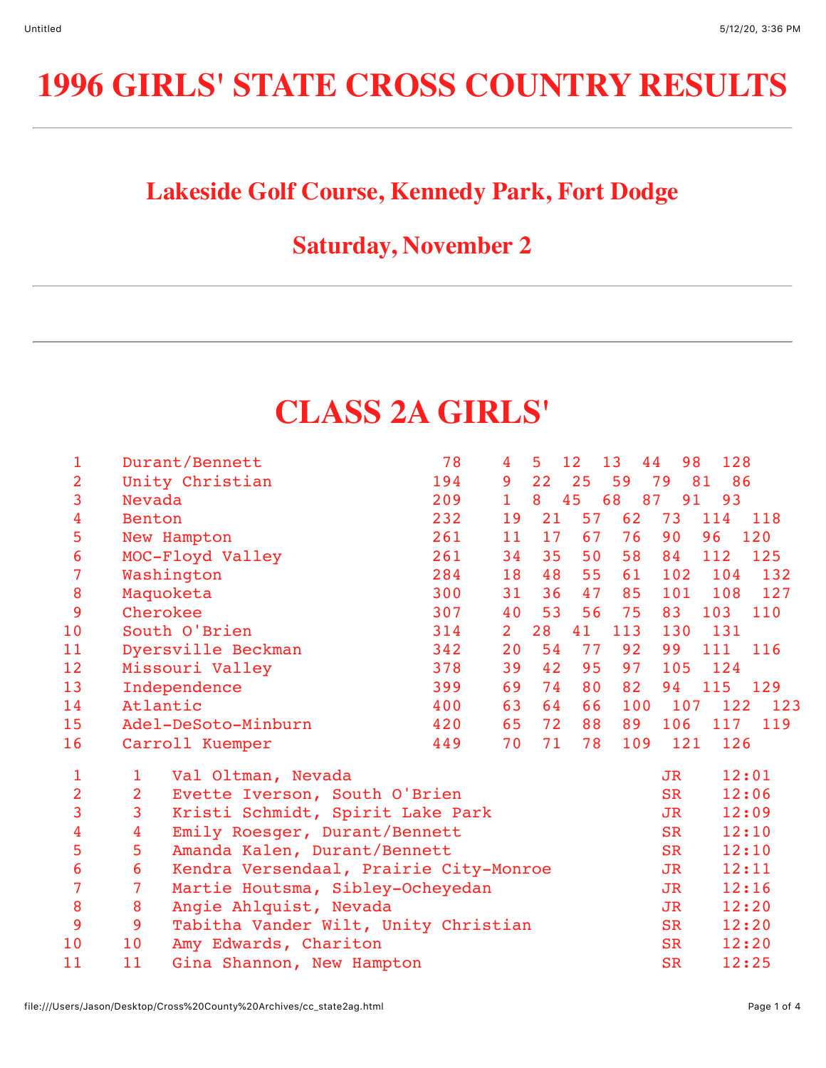# 1996 GIRLS' STATE CROSS COUNTRY RESULTS

---

## Lakeside Golf Course, Kennedy Park, Fort Dodge

## Saturday, November 2

---

# CLASS 2A GIRLS'

| Place | Team | Score | Finishers |
|---|---|---|---|
| 1 | Durant/Bennett | 78 | 4 5 12 13 44 98 128 |
| 2 | Unity Christian | 194 | 9 22 25 59 79 81 86 |
| 3 | Nevada | 209 | 1 8 45 68 87 91 93 |
| 4 | Benton | 232 | 19 21 57 62 73 114 118 |
| 5 | New Hampton | 261 | 11 17 67 76 90 96 120 |
| 6 | MOC-Floyd Valley | 261 | 34 35 50 58 84 112 125 |
| 7 | Washington | 284 | 18 48 55 61 102 104 132 |
| 8 | Maquoketa | 300 | 31 36 47 85 101 108 127 |
| 9 | Cherokee | 307 | 40 53 56 75 83 103 110 |
| 10 | South O'Brien | 314 | 2 28 41 113 130 131 |
| 11 | Dyersville Beckman | 342 | 20 54 77 92 99 111 116 |
| 12 | Missouri Valley | 378 | 39 42 95 97 105 124 |
| 13 | Independence | 399 | 69 74 80 82 94 115 129 |
| 14 | Atlantic | 400 | 63 64 66 100 107 122 123 |
| 15 | Adel-DeSoto-Minburn | 420 | 65 72 88 89 106 117 119 |
| 16 | Carroll Kuemper | 449 | 70 71 78 109 121 126 |

| Place | Points | Name, School | Year | Time |
|---|---|---|---|---|
| 1 | 1 | Val Oltman, Nevada | JR | 12:01 |
| 2 | 2 | Evette Iverson, South O'Brien | SR | 12:06 |
| 3 | 3 | Kristi Schmidt, Spirit Lake Park | JR | 12:09 |
| 4 | 4 | Emily Roesger, Durant/Bennett | SR | 12:10 |
| 5 | 5 | Amanda Kalen, Durant/Bennett | SR | 12:10 |
| 6 | 6 | Kendra Versendaal, Prairie City-Monroe | JR | 12:11 |
| 7 | 7 | Martie Houtsma, Sibley-Ocheyedan | JR | 12:16 |
| 8 | 8 | Angie Ahlquist, Nevada | JR | 12:20 |
| 9 | 9 | Tabitha Vander Wilt, Unity Christian | SR | 12:20 |
| 10 | 10 | Amy Edwards, Chariton | SR | 12:20 |
| 11 | 11 | Gina Shannon, New Hampton | SR | 12:25 |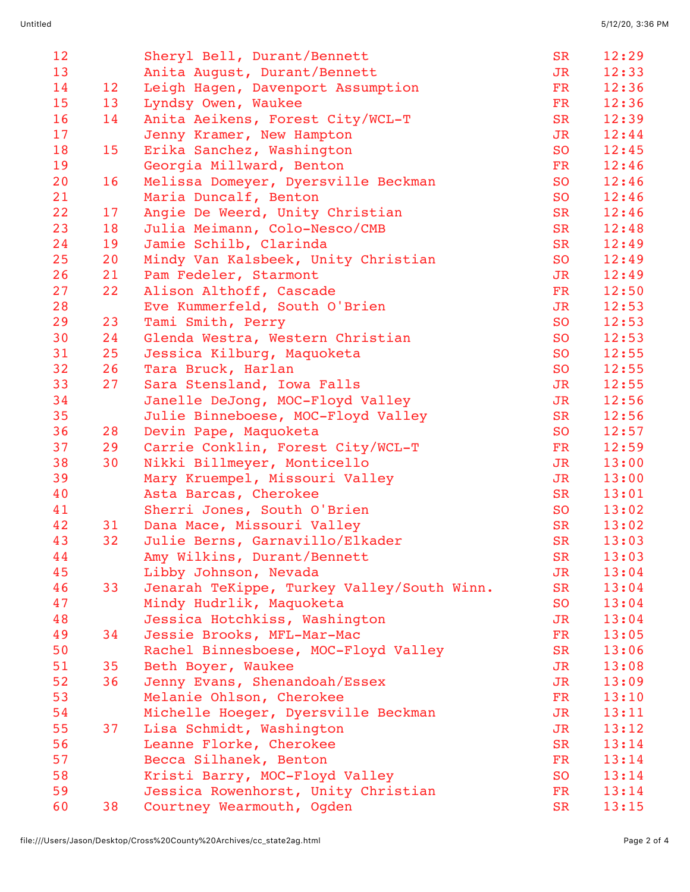| | | | | |
|---|---|---|---|---|
| 12 | | Sheryl Bell, Durant/Bennett | SR | 12:29 |
| 13 | | Anita August, Durant/Bennett | JR | 12:33 |
| 14 | 12 | Leigh Hagen, Davenport Assumption | FR | 12:36 |
| 15 | 13 | Lyndsy Owen, Waukee | FR | 12:36 |
| 16 | 14 | Anita Aeikens, Forest City/WCL-T | SR | 12:39 |
| 17 | | Jenny Kramer, New Hampton | JR | 12:44 |
| 18 | 15 | Erika Sanchez, Washington | SO | 12:45 |
| 19 | | Georgia Millward, Benton | FR | 12:46 |
| 20 | 16 | Melissa Domeyer, Dyersville Beckman | SO | 12:46 |
| 21 | | Maria Duncalf, Benton | SO | 12:46 |
| 22 | 17 | Angie De Weerd, Unity Christian | SR | 12:46 |
| 23 | 18 | Julia Meimann, Colo-Nesco/CMB | SR | 12:48 |
| 24 | 19 | Jamie Schilb, Clarinda | SR | 12:49 |
| 25 | 20 | Mindy Van Kalsbeek, Unity Christian | SO | 12:49 |
| 26 | 21 | Pam Fedeler, Starmont | JR | 12:49 |
| 27 | 22 | Alison Althoff, Cascade | FR | 12:50 |
| 28 | | Eve Kummerfeld, South O'Brien | JR | 12:53 |
| 29 | 23 | Tami Smith, Perry | SO | 12:53 |
| 30 | 24 | Glenda Westra, Western Christian | SO | 12:53 |
| 31 | 25 | Jessica Kilburg, Maquoketa | SO | 12:55 |
| 32 | 26 | Tara Bruck, Harlan | SO | 12:55 |
| 33 | 27 | Sara Stensland, Iowa Falls | JR | 12:55 |
| 34 | | Janelle DeJong, MOC-Floyd Valley | JR | 12:56 |
| 35 | | Julie Binneboese, MOC-Floyd Valley | SR | 12:56 |
| 36 | 28 | Devin Pape, Maquoketa | SO | 12:57 |
| 37 | 29 | Carrie Conklin, Forest City/WCL-T | FR | 12:59 |
| 38 | 30 | Nikki Billmeyer, Monticello | JR | 13:00 |
| 39 | | Mary Kruempel, Missouri Valley | JR | 13:00 |
| 40 | | Asta Barcas, Cherokee | SR | 13:01 |
| 41 | | Sherri Jones, South O'Brien | SO | 13:02 |
| 42 | 31 | Dana Mace, Missouri Valley | SR | 13:02 |
| 43 | 32 | Julie Berns, Garnavillo/Elkader | SR | 13:03 |
| 44 | | Amy Wilkins, Durant/Bennett | SR | 13:03 |
| 45 | | Libby Johnson, Nevada | JR | 13:04 |
| 46 | 33 | Jenarah TeKippe, Turkey Valley/South Winn. | SR | 13:04 |
| 47 | | Mindy Hudrlik, Maquoketa | SO | 13:04 |
| 48 | | Jessica Hotchkiss, Washington | JR | 13:04 |
| 49 | 34 | Jessie Brooks, MFL-Mar-Mac | FR | 13:05 |
| 50 | | Rachel Binnesboese, MOC-Floyd Valley | SR | 13:06 |
| 51 | 35 | Beth Boyer, Waukee | JR | 13:08 |
| 52 | 36 | Jenny Evans, Shenandoah/Essex | JR | 13:09 |
| 53 | | Melanie Ohlson, Cherokee | FR | 13:10 |
| 54 | | Michelle Hoeger, Dyersville Beckman | JR | 13:11 |
| 55 | 37 | Lisa Schmidt, Washington | JR | 13:12 |
| 56 | | Leanne Florke, Cherokee | SR | 13:14 |
| 57 | | Becca Silhanek, Benton | FR | 13:14 |
| 58 | | Kristi Barry, MOC-Floyd Valley | SO | 13:14 |
| 59 | | Jessica Rowenhorst, Unity Christian | FR | 13:14 |
| 60 | 38 | Courtney Wearmouth, Ogden | SR | 13:15 |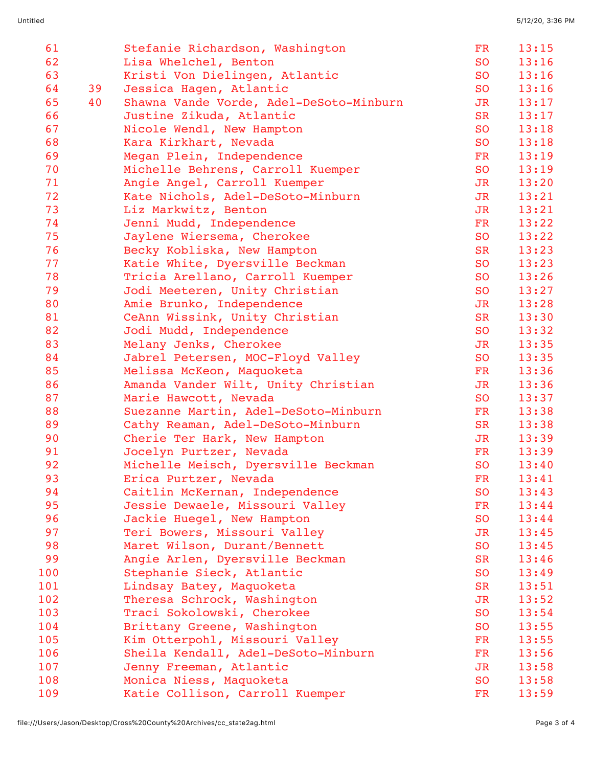| | | | | |
|---|---|---|---|---|
| 61 | | Stefanie Richardson, Washington | FR | 13:15 |
| 62 | | Lisa Whelchel, Benton | SO | 13:16 |
| 63 | | Kristi Von Dielingen, Atlantic | SO | 13:16 |
| 64 | 39 | Jessica Hagen, Atlantic | SO | 13:16 |
| 65 | 40 | Shawna Vande Vorde, Adel-DeSoto-Minburn | JR | 13:17 |
| 66 | | Justine Zikuda, Atlantic | SR | 13:17 |
| 67 | | Nicole Wendl, New Hampton | SO | 13:18 |
| 68 | | Kara Kirkhart, Nevada | SO | 13:18 |
| 69 | | Megan Plein, Independence | FR | 13:19 |
| 70 | | Michelle Behrens, Carroll Kuemper | SO | 13:19 |
| 71 | | Angie Angel, Carroll Kuemper | JR | 13:20 |
| 72 | | Kate Nichols, Adel-DeSoto-Minburn | JR | 13:21 |
| 73 | | Liz Markwitz, Benton | JR | 13:21 |
| 74 | | Jenni Mudd, Independence | FR | 13:22 |
| 75 | | Jaylene Wiersema, Cherokee | SO | 13:22 |
| 76 | | Becky Kobliska, New Hampton | SR | 13:23 |
| 77 | | Katie White, Dyersville Beckman | SO | 13:23 |
| 78 | | Tricia Arellano, Carroll Kuemper | SO | 13:26 |
| 79 | | Jodi Meeteren, Unity Christian | SO | 13:27 |
| 80 | | Amie Brunko, Independence | JR | 13:28 |
| 81 | | CeAnn Wissink, Unity Christian | SR | 13:30 |
| 82 | | Jodi Mudd, Independence | SO | 13:32 |
| 83 | | Melany Jenks, Cherokee | JR | 13:35 |
| 84 | | Jabrel Petersen, MOC-Floyd Valley | SO | 13:35 |
| 85 | | Melissa McKeon, Maquoketa | FR | 13:36 |
| 86 | | Amanda Vander Wilt, Unity Christian | JR | 13:36 |
| 87 | | Marie Hawcott, Nevada | SO | 13:37 |
| 88 | | Suezanne Martin, Adel-DeSoto-Minburn | FR | 13:38 |
| 89 | | Cathy Reaman, Adel-DeSoto-Minburn | SR | 13:38 |
| 90 | | Cherie Ter Hark, New Hampton | JR | 13:39 |
| 91 | | Jocelyn Purtzer, Nevada | FR | 13:39 |
| 92 | | Michelle Meisch, Dyersville Beckman | SO | 13:40 |
| 93 | | Erica Purtzer, Nevada | FR | 13:41 |
| 94 | | Caitlin McKernan, Independence | SO | 13:43 |
| 95 | | Jessie Dewaele, Missouri Valley | FR | 13:44 |
| 96 | | Jackie Huegel, New Hampton | SO | 13:44 |
| 97 | | Teri Bowers, Missouri Valley | JR | 13:45 |
| 98 | | Maret Wilson, Durant/Bennett | SO | 13:45 |
| 99 | | Angie Arlen, Dyersville Beckman | SR | 13:46 |
| 100 | | Stephanie Sieck, Atlantic | SO | 13:49 |
| 101 | | Lindsay Batey, Maquoketa | SR | 13:51 |
| 102 | | Theresa Schrock, Washington | JR | 13:52 |
| 103 | | Traci Sokolowski, Cherokee | SO | 13:54 |
| 104 | | Brittany Greene, Washington | SO | 13:55 |
| 105 | | Kim Otterpohl, Missouri Valley | FR | 13:55 |
| 106 | | Sheila Kendall, Adel-DeSoto-Minburn | FR | 13:56 |
| 107 | | Jenny Freeman, Atlantic | JR | 13:58 |
| 108 | | Monica Niess, Maquoketa | SO | 13:58 |
| 109 | | Katie Collison, Carroll Kuemper | FR | 13:59 |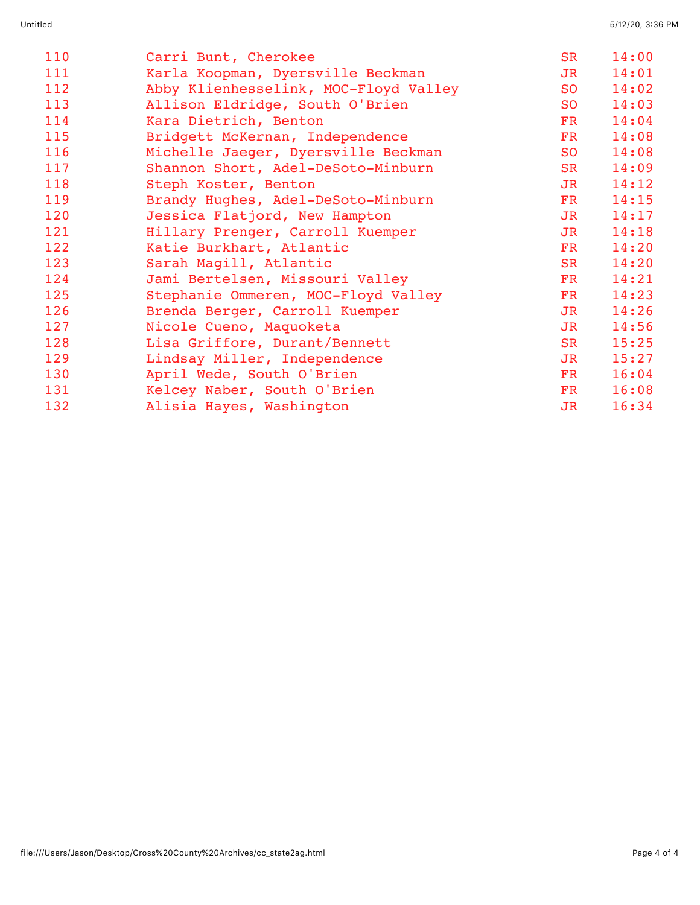| | | | |
|---|---|---|---|
| 110 | Carri Bunt, Cherokee | SR | 14:00 |
| 111 | Karla Koopman, Dyersville Beckman | JR | 14:01 |
| 112 | Abby Klienhesselink, MOC-Floyd Valley | SO | 14:02 |
| 113 | Allison Eldridge, South O'Brien | SO | 14:03 |
| 114 | Kara Dietrich, Benton | FR | 14:04 |
| 115 | Bridgett McKernan, Independence | FR | 14:08 |
| 116 | Michelle Jaeger, Dyersville Beckman | SO | 14:08 |
| 117 | Shannon Short, Adel-DeSoto-Minburn | SR | 14:09 |
| 118 | Steph Koster, Benton | JR | 14:12 |
| 119 | Brandy Hughes, Adel-DeSoto-Minburn | FR | 14:15 |
| 120 | Jessica Flatjord, New Hampton | JR | 14:17 |
| 121 | Hillary Prenger, Carroll Kuemper | JR | 14:18 |
| 122 | Katie Burkhart, Atlantic | FR | 14:20 |
| 123 | Sarah Magill, Atlantic | SR | 14:20 |
| 124 | Jami Bertelsen, Missouri Valley | FR | 14:21 |
| 125 | Stephanie Ommeren, MOC-Floyd Valley | FR | 14:23 |
| 126 | Brenda Berger, Carroll Kuemper | JR | 14:26 |
| 127 | Nicole Cueno, Maquoketa | JR | 14:56 |
| 128 | Lisa Griffore, Durant/Bennett | SR | 15:25 |
| 129 | Lindsay Miller, Independence | JR | 15:27 |
| 130 | April Wede, South O'Brien | FR | 16:04 |
| 131 | Kelcey Naber, South O'Brien | FR | 16:08 |
| 132 | Alisia Hayes, Washington | JR | 16:34 |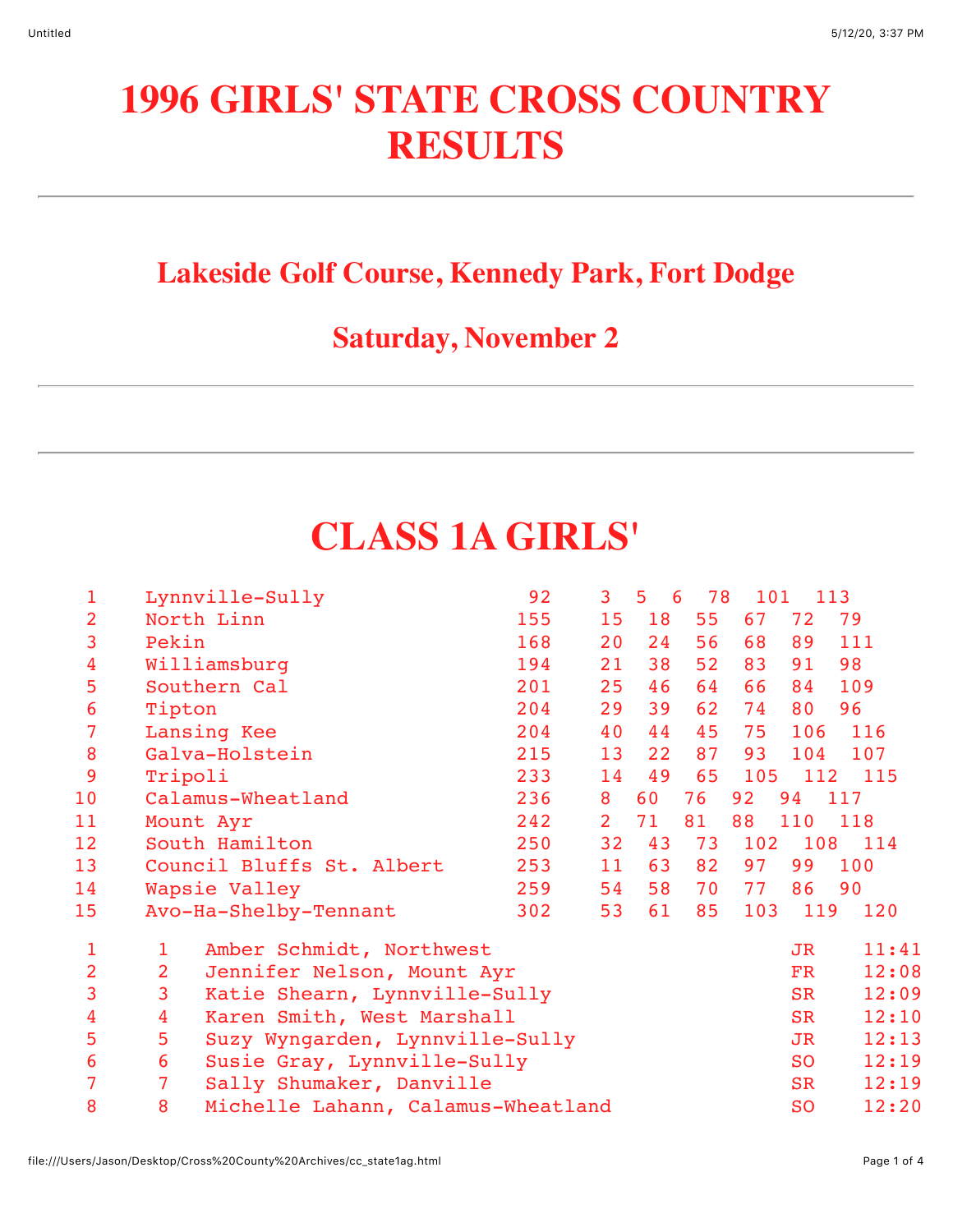# 1996 GIRLS' STATE CROSS COUNTRY RESULTS

## Lakeside Golf Course, Kennedy Park, Fort Dodge

## Saturday, November 2

---

---

# CLASS 1A GIRLS'

| Place | Team | Score | 1 | 2 | 3 | 4 | 5 | 6 |
|---|---|---|---|---|---|---|---|---|
| 1 | Lynnville-Sully | 92 | 3 | 5 | 6 | 78 | 101 | 113 |
| 2 | North Linn | 155 | 15 | 18 | 55 | 67 | 72 | 79 |
| 3 | Pekin | 168 | 20 | 24 | 56 | 68 | 89 | 111 |
| 4 | Williamsburg | 194 | 21 | 38 | 52 | 83 | 91 | 98 |
| 5 | Southern Cal | 201 | 25 | 46 | 64 | 66 | 84 | 109 |
| 6 | Tipton | 204 | 29 | 39 | 62 | 74 | 80 | 96 |
| 7 | Lansing Kee | 204 | 40 | 44 | 45 | 75 | 106 | 116 |
| 8 | Galva-Holstein | 215 | 13 | 22 | 87 | 93 | 104 | 107 |
| 9 | Tripoli | 233 | 14 | 49 | 65 | 105 | 112 | 115 |
| 10 | Calamus-Wheatland | 236 | 8 | 60 | 76 | 92 | 94 | 117 |
| 11 | Mount Ayr | 242 | 2 | 71 | 81 | 88 | 110 | 118 |
| 12 | South Hamilton | 250 | 32 | 43 | 73 | 102 | 108 | 114 |
| 13 | Council Bluffs St. Albert | 253 | 11 | 63 | 82 | 97 | 99 | 100 |
| 14 | Wapsie Valley | 259 | 54 | 58 | 70 | 77 | 86 | 90 |
| 15 | Avo-Ha-Shelby-Tennant | 302 | 53 | 61 | 85 | 103 | 119 | 120 |

| Place | Team Place | Name, School | Year | Time |
|---|---|---|---|---|
| 1 | 1 | Amber Schmidt, Northwest | JR | 11:41 |
| 2 | 2 | Jennifer Nelson, Mount Ayr | FR | 12:08 |
| 3 | 3 | Katie Shearn, Lynnville-Sully | SR | 12:09 |
| 4 | 4 | Karen Smith, West Marshall | SR | 12:10 |
| 5 | 5 | Suzy Wyngarden, Lynnville-Sully | JR | 12:13 |
| 6 | 6 | Susie Gray, Lynnville-Sully | SO | 12:19 |
| 7 | 7 | Sally Shumaker, Danville | SR | 12:19 |
| 8 | 8 | Michelle Lahann, Calamus-Wheatland | SO | 12:20 |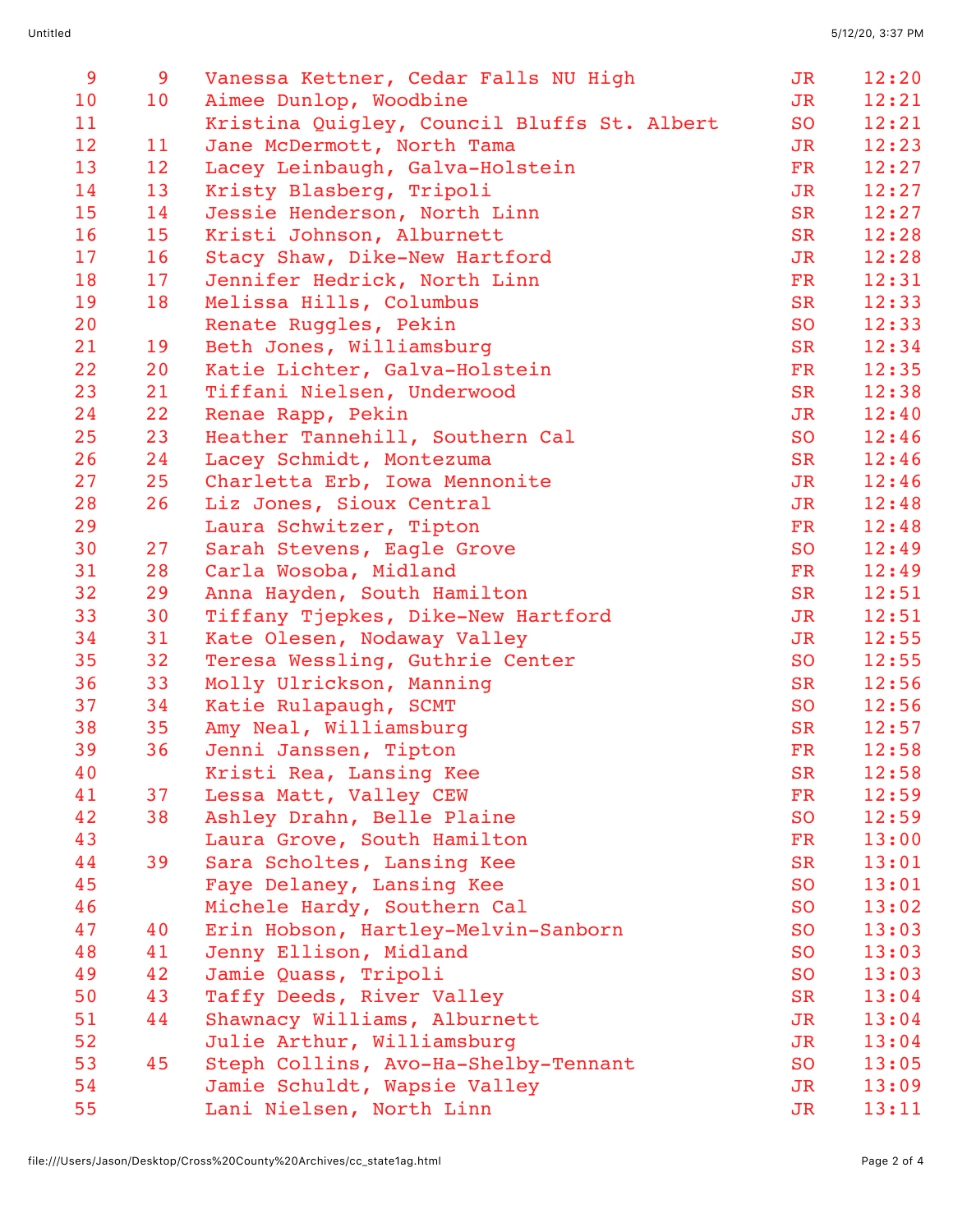| | | | | |
|---|---|---|---|---|
| 9 | 9 | Vanessa Kettner, Cedar Falls NU High | JR | 12:20 |
| 10 | 10 | Aimee Dunlop, Woodbine | JR | 12:21 |
| 11 | | Kristina Quigley, Council Bluffs St. Albert | SO | 12:21 |
| 12 | 11 | Jane McDermott, North Tama | JR | 12:23 |
| 13 | 12 | Lacey Leinbaugh, Galva-Holstein | FR | 12:27 |
| 14 | 13 | Kristy Blasberg, Tripoli | JR | 12:27 |
| 15 | 14 | Jessie Henderson, North Linn | SR | 12:27 |
| 16 | 15 | Kristi Johnson, Alburnett | SR | 12:28 |
| 17 | 16 | Stacy Shaw, Dike-New Hartford | JR | 12:28 |
| 18 | 17 | Jennifer Hedrick, North Linn | FR | 12:31 |
| 19 | 18 | Melissa Hills, Columbus | SR | 12:33 |
| 20 | | Renate Ruggles, Pekin | SO | 12:33 |
| 21 | 19 | Beth Jones, Williamsburg | SR | 12:34 |
| 22 | 20 | Katie Lichter, Galva-Holstein | FR | 12:35 |
| 23 | 21 | Tiffani Nielsen, Underwood | SR | 12:38 |
| 24 | 22 | Renae Rapp, Pekin | JR | 12:40 |
| 25 | 23 | Heather Tannehill, Southern Cal | SO | 12:46 |
| 26 | 24 | Lacey Schmidt, Montezuma | SR | 12:46 |
| 27 | 25 | Charletta Erb, Iowa Mennonite | JR | 12:46 |
| 28 | 26 | Liz Jones, Sioux Central | JR | 12:48 |
| 29 | | Laura Schwitzer, Tipton | FR | 12:48 |
| 30 | 27 | Sarah Stevens, Eagle Grove | SO | 12:49 |
| 31 | 28 | Carla Wosoba, Midland | FR | 12:49 |
| 32 | 29 | Anna Hayden, South Hamilton | SR | 12:51 |
| 33 | 30 | Tiffany Tjepkes, Dike-New Hartford | JR | 12:51 |
| 34 | 31 | Kate Olesen, Nodaway Valley | JR | 12:55 |
| 35 | 32 | Teresa Wessling, Guthrie Center | SO | 12:55 |
| 36 | 33 | Molly Ulrickson, Manning | SR | 12:56 |
| 37 | 34 | Katie Rulapaugh, SCMT | SO | 12:56 |
| 38 | 35 | Amy Neal, Williamsburg | SR | 12:57 |
| 39 | 36 | Jenni Janssen, Tipton | FR | 12:58 |
| 40 | | Kristi Rea, Lansing Kee | SR | 12:58 |
| 41 | 37 | Lessa Matt, Valley CEW | FR | 12:59 |
| 42 | 38 | Ashley Drahn, Belle Plaine | SO | 12:59 |
| 43 | | Laura Grove, South Hamilton | FR | 13:00 |
| 44 | 39 | Sara Scholtes, Lansing Kee | SR | 13:01 |
| 45 | | Faye Delaney, Lansing Kee | SO | 13:01 |
| 46 | | Michele Hardy, Southern Cal | SO | 13:02 |
| 47 | 40 | Erin Hobson, Hartley-Melvin-Sanborn | SO | 13:03 |
| 48 | 41 | Jenny Ellison, Midland | SO | 13:03 |
| 49 | 42 | Jamie Quass, Tripoli | SO | 13:03 |
| 50 | 43 | Taffy Deeds, River Valley | SR | 13:04 |
| 51 | 44 | Shawnacy Williams, Alburnett | JR | 13:04 |
| 52 | | Julie Arthur, Williamsburg | JR | 13:04 |
| 53 | 45 | Steph Collins, Avo-Ha-Shelby-Tennant | SO | 13:05 |
| 54 | | Jamie Schuldt, Wapsie Valley | JR | 13:09 |
| 55 | | Lani Nielsen, North Linn | JR | 13:11 |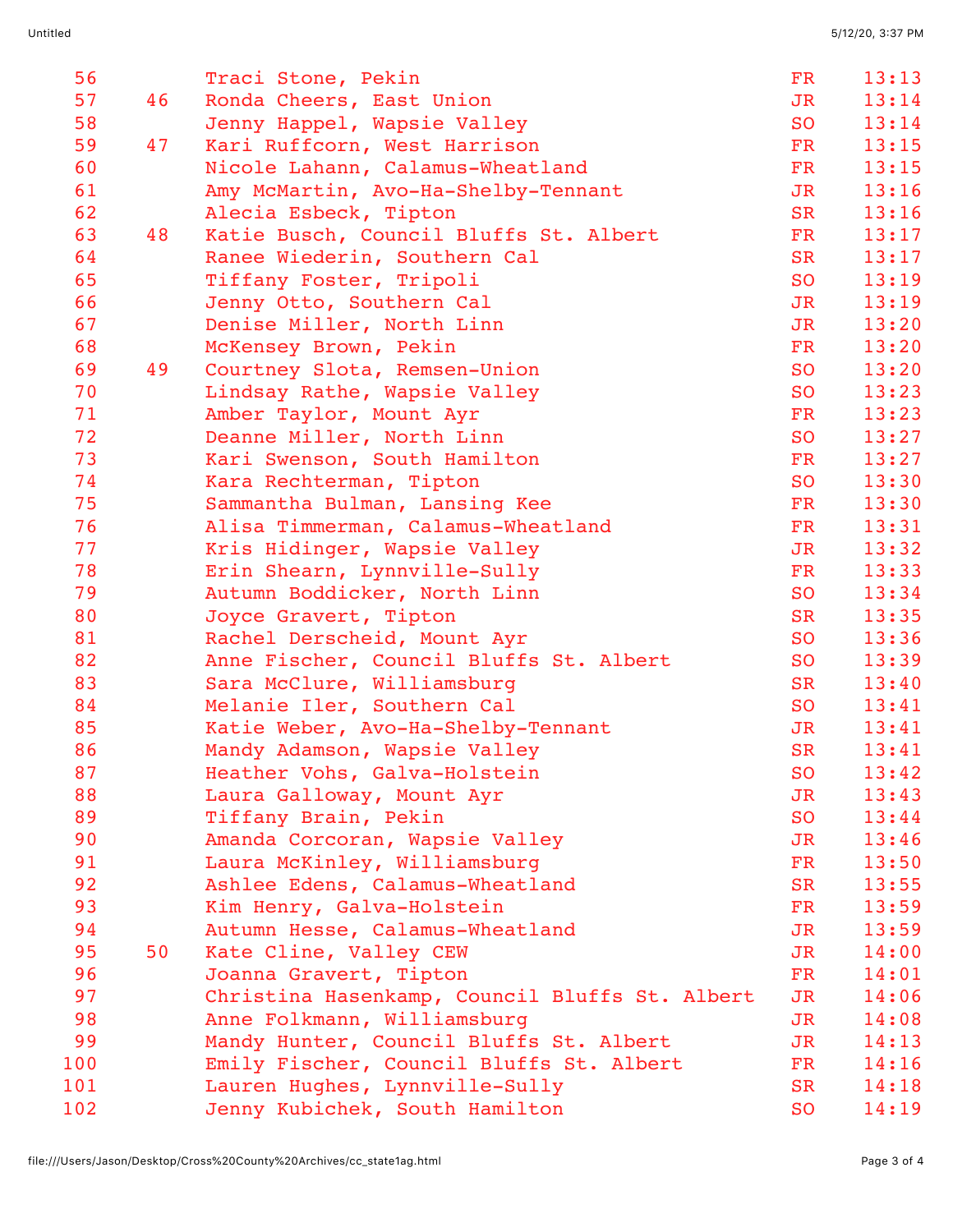| | | | | |
|---|---|---|---|---|
| 56 | | Traci Stone, Pekin | FR | 13:13 |
| 57 | 46 | Ronda Cheers, East Union | JR | 13:14 |
| 58 | | Jenny Happel, Wapsie Valley | SO | 13:14 |
| 59 | 47 | Kari Ruffcorn, West Harrison | FR | 13:15 |
| 60 | | Nicole Lahann, Calamus-Wheatland | FR | 13:15 |
| 61 | | Amy McMartin, Avo-Ha-Shelby-Tennant | JR | 13:16 |
| 62 | | Alecia Esbeck, Tipton | SR | 13:16 |
| 63 | 48 | Katie Busch, Council Bluffs St. Albert | FR | 13:17 |
| 64 | | Ranee Wiederin, Southern Cal | SR | 13:17 |
| 65 | | Tiffany Foster, Tripoli | SO | 13:19 |
| 66 | | Jenny Otto, Southern Cal | JR | 13:19 |
| 67 | | Denise Miller, North Linn | JR | 13:20 |
| 68 | | McKensey Brown, Pekin | FR | 13:20 |
| 69 | 49 | Courtney Slota, Remsen-Union | SO | 13:20 |
| 70 | | Lindsay Rathe, Wapsie Valley | SO | 13:23 |
| 71 | | Amber Taylor, Mount Ayr | FR | 13:23 |
| 72 | | Deanne Miller, North Linn | SO | 13:27 |
| 73 | | Kari Swenson, South Hamilton | FR | 13:27 |
| 74 | | Kara Rechterman, Tipton | SO | 13:30 |
| 75 | | Sammantha Bulman, Lansing Kee | FR | 13:30 |
| 76 | | Alisa Timmerman, Calamus-Wheatland | FR | 13:31 |
| 77 | | Kris Hidinger, Wapsie Valley | JR | 13:32 |
| 78 | | Erin Shearn, Lynnville-Sully | FR | 13:33 |
| 79 | | Autumn Boddicker, North Linn | SO | 13:34 |
| 80 | | Joyce Gravert, Tipton | SR | 13:35 |
| 81 | | Rachel Derscheid, Mount Ayr | SO | 13:36 |
| 82 | | Anne Fischer, Council Bluffs St. Albert | SO | 13:39 |
| 83 | | Sara McClure, Williamsburg | SR | 13:40 |
| 84 | | Melanie Iler, Southern Cal | SO | 13:41 |
| 85 | | Katie Weber, Avo-Ha-Shelby-Tennant | JR | 13:41 |
| 86 | | Mandy Adamson, Wapsie Valley | SR | 13:41 |
| 87 | | Heather Vohs, Galva-Holstein | SO | 13:42 |
| 88 | | Laura Galloway, Mount Ayr | JR | 13:43 |
| 89 | | Tiffany Brain, Pekin | SO | 13:44 |
| 90 | | Amanda Corcoran, Wapsie Valley | JR | 13:46 |
| 91 | | Laura McKinley, Williamsburg | FR | 13:50 |
| 92 | | Ashlee Edens, Calamus-Wheatland | SR | 13:55 |
| 93 | | Kim Henry, Galva-Holstein | FR | 13:59 |
| 94 | | Autumn Hesse, Calamus-Wheatland | JR | 13:59 |
| 95 | 50 | Kate Cline, Valley CEW | JR | 14:00 |
| 96 | | Joanna Gravert, Tipton | FR | 14:01 |
| 97 | | Christina Hasenkamp, Council Bluffs St. Albert | JR | 14:06 |
| 98 | | Anne Folkmann, Williamsburg | JR | 14:08 |
| 99 | | Mandy Hunter, Council Bluffs St. Albert | JR | 14:13 |
| 100 | | Emily Fischer, Council Bluffs St. Albert | FR | 14:16 |
| 101 | | Lauren Hughes, Lynnville-Sully | SR | 14:18 |
| 102 | | Jenny Kubichek, South Hamilton | SO | 14:19 |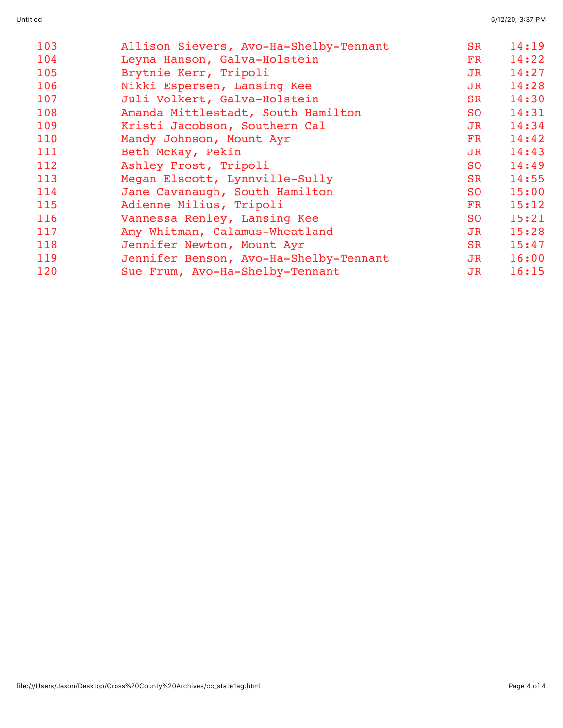| | | | |
|---|---|---|---|
| 103 | Allison Sievers, Avo-Ha-Shelby-Tennant | SR | 14:19 |
| 104 | Leyna Hanson, Galva-Holstein | FR | 14:22 |
| 105 | Brytnie Kerr, Tripoli | JR | 14:27 |
| 106 | Nikki Espersen, Lansing Kee | JR | 14:28 |
| 107 | Juli Volkert, Galva-Holstein | SR | 14:30 |
| 108 | Amanda Mittlestadt, South Hamilton | SO | 14:31 |
| 109 | Kristi Jacobson, Southern Cal | JR | 14:34 |
| 110 | Mandy Johnson, Mount Ayr | FR | 14:42 |
| 111 | Beth McKay, Pekin | JR | 14:43 |
| 112 | Ashley Frost, Tripoli | SO | 14:49 |
| 113 | Megan Elscott, Lynnville-Sully | SR | 14:55 |
| 114 | Jane Cavanaugh, South Hamilton | SO | 15:00 |
| 115 | Adienne Milius, Tripoli | FR | 15:12 |
| 116 | Vannessa Renley, Lansing Kee | SO | 15:21 |
| 117 | Amy Whitman, Calamus-Wheatland | JR | 15:28 |
| 118 | Jennifer Newton, Mount Ayr | SR | 15:47 |
| 119 | Jennifer Benson, Avo-Ha-Shelby-Tennant | JR | 16:00 |
| 120 | Sue Frum, Avo-Ha-Shelby-Tennant | JR | 16:15 |